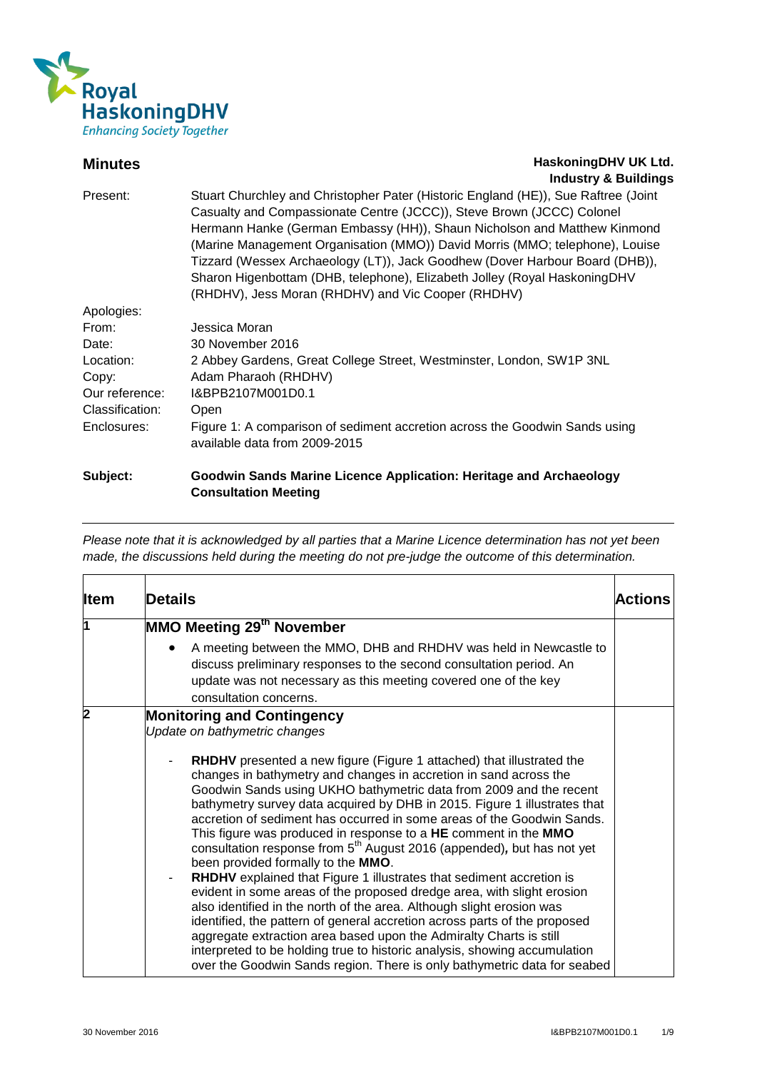Royal HaskoningDHV
*Enhancing Society Together*

## Minutes

**HaskoningDHV UK Ltd.**
**Industry & Buildings**

| | |
|---|---|
| Present: | Stuart Churchley and Christopher Pater (Historic England (HE)), Sue Raftree (Joint Casualty and Compassionate Centre (JCCC)), Steve Brown (JCCC) Colonel Hermann Hanke (German Embassy (HH)), Shaun Nicholson and Matthew Kinmond (Marine Management Organisation (MMO)) David Morris (MMO; telephone), Louise Tizzard (Wessex Archaeology (LT)), Jack Goodhew (Dover Harbour Board (DHB)), Sharon Higenbottam (DHB, telephone), Elizabeth Jolley (Royal HaskoningDHV (RHDHV), Jess Moran (RHDHV) and Vic Cooper (RHDHV) |
| Apologies: | |
| From: | Jessica Moran |
| Date: | 30 November 2016 |
| Location: | 2 Abbey Gardens, Great College Street, Westminster, London, SW1P 3NL |
| Copy: | Adam Pharaoh (RHDHV) |
| Our reference: | I&BPB2107M001D0.1 |
| Classification: | Open |
| Enclosures: | Figure 1: A comparison of sediment accretion across the Goodwin Sands using available data from 2009-2015 |

**Subject:** **Goodwin Sands Marine Licence Application: Heritage and Archaeology Consultation Meeting**

---

*Please note that it is acknowledged by all parties that a Marine Licence determination has not yet been made, the discussions held during the meeting do not pre-judge the outcome of this determination.*

| Item | Details | Actions |
|---|---|---|
| **1** | **MMO Meeting 29th November**<br>• A meeting between the MMO, DHB and RHDHV was held in Newcastle to discuss preliminary responses to the second consultation period. An update was not necessary as this meeting covered one of the key consultation concerns. | |
| **2** | **Monitoring and Contingency**<br>*Update on bathymetric changes*<br>- **RHDHV** presented a new figure (Figure 1 attached) that illustrated the changes in bathymetry and changes in accretion in sand across the Goodwin Sands using UKHO bathymetric data from 2009 and the recent bathymetry survey data acquired by DHB in 2015. Figure 1 illustrates that accretion of sediment has occurred in some areas of the Goodwin Sands. This figure was produced in response to a **HE** comment in the **MMO** consultation response from 5th August 2016 (appended), but has not yet been provided formally to the **MMO**.<br>- **RHDHV** explained that Figure 1 illustrates that sediment accretion is evident in some areas of the proposed dredge area, with slight erosion also identified in the north of the area. Although slight erosion was identified, the pattern of general accretion across parts of the proposed aggregate extraction area based upon the Admiralty Charts is still interpreted to be holding true to historic analysis, showing accumulation over the Goodwin Sands region. There is only bathymetric data for seabed | |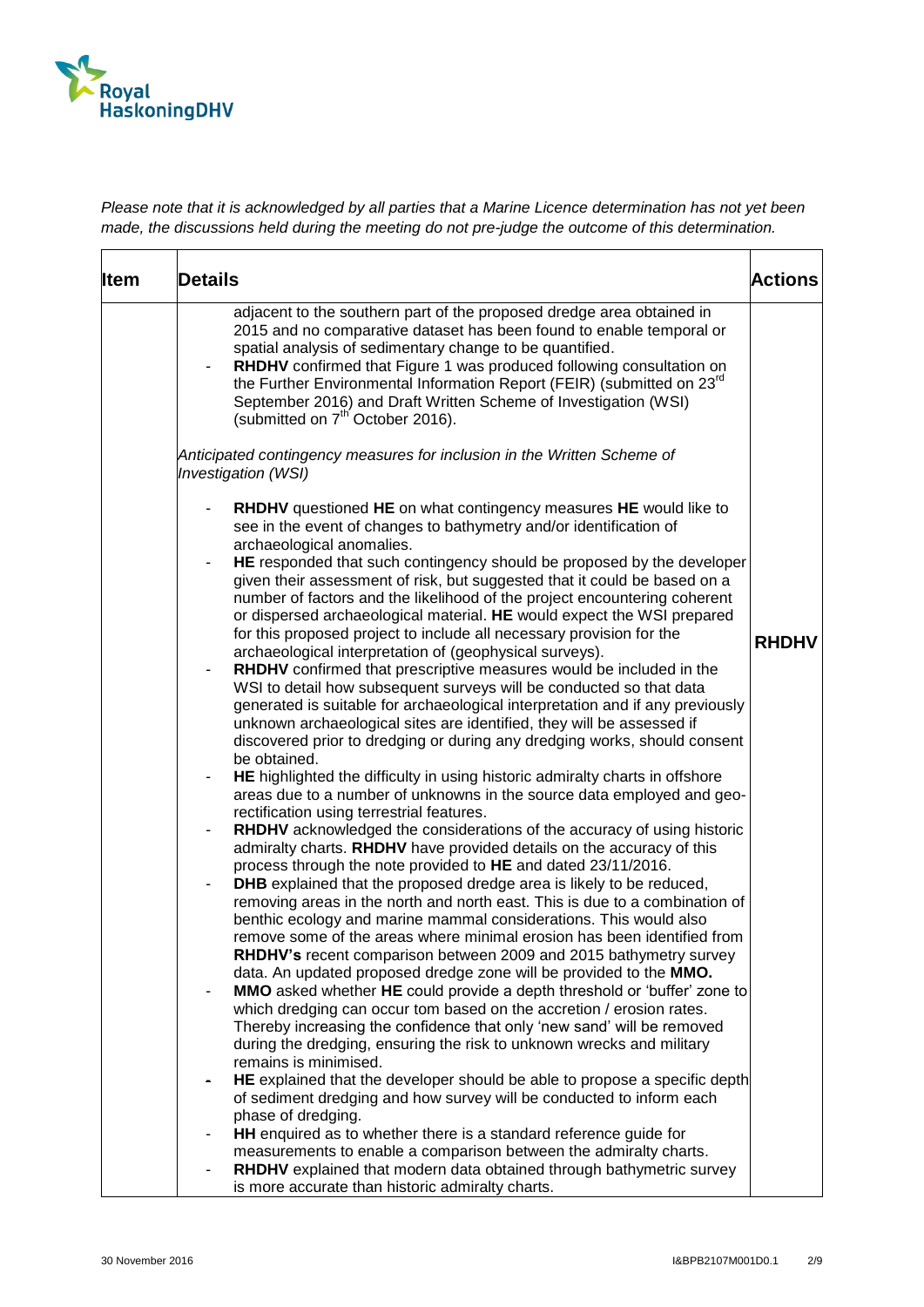*Please note that it is acknowledged by all parties that a Marine Licence determination has not yet been made, the discussions held during the meeting do not pre-judge the outcome of this determination.*

| Item | Details | Actions |
|---|---|---|
| | adjacent to the southern part of the proposed dredge area obtained in 2015 and no comparative dataset has been found to enable temporal or spatial analysis of sedimentary change to be quantified.<br>- **RHDHV** confirmed that Figure 1 was produced following consultation on the Further Environmental Information Report (FEIR) (submitted on 23rd September 2016) and Draft Written Scheme of Investigation (WSI) (submitted on 7th October 2016).<br><br>*Anticipated contingency measures for inclusion in the Written Scheme of Investigation (WSI)*<br><br>- **RHDHV** questioned **HE** on what contingency measures **HE** would like to see in the event of changes to bathymetry and/or identification of archaeological anomalies.<br>- **HE** responded that such contingency should be proposed by the developer given their assessment of risk, but suggested that it could be based on a number of factors and the likelihood of the project encountering coherent or dispersed archaeological material. **HE** would expect the WSI prepared for this proposed project to include all necessary provision for the archaeological interpretation of (geophysical surveys).<br>- **RHDHV** confirmed that prescriptive measures would be included in the WSI to detail how subsequent surveys will be conducted so that data generated is suitable for archaeological interpretation and if any previously unknown archaeological sites are identified, they will be assessed if discovered prior to dredging or during any dredging works, should consent be obtained.<br>- **HE** highlighted the difficulty in using historic admiralty charts in offshore areas due to a number of unknowns in the source data employed and geo-rectification using terrestrial features.<br>- **RHDHV** acknowledged the considerations of the accuracy of using historic admiralty charts. **RHDHV** have provided details on the accuracy of this process through the note provided to **HE** and dated 23/11/2016.<br>- **DHB** explained that the proposed dredge area is likely to be reduced, removing areas in the north and north east. This is due to a combination of benthic ecology and marine mammal considerations. This would also remove some of the areas where minimal erosion has been identified from **RHDHV's** recent comparison between 2009 and 2015 bathymetry survey data. An updated proposed dredge zone will be provided to the **MMO.**<br>- **MMO** asked whether **HE** could provide a depth threshold or 'buffer' zone to which dredging can occur tom based on the accretion / erosion rates. Thereby increasing the confidence that only 'new sand' will be removed during the dredging, ensuring the risk to unknown wrecks and military remains is minimised.<br>- **HE** explained that the developer should be able to propose a specific depth of sediment dredging and how survey will be conducted to inform each phase of dredging.<br>- **HH** enquired as to whether there is a standard reference guide for measurements to enable a comparison between the admiralty charts.<br>- **RHDHV** explained that modern data obtained through bathymetric survey is more accurate than historic admiralty charts. | **RHDHV** |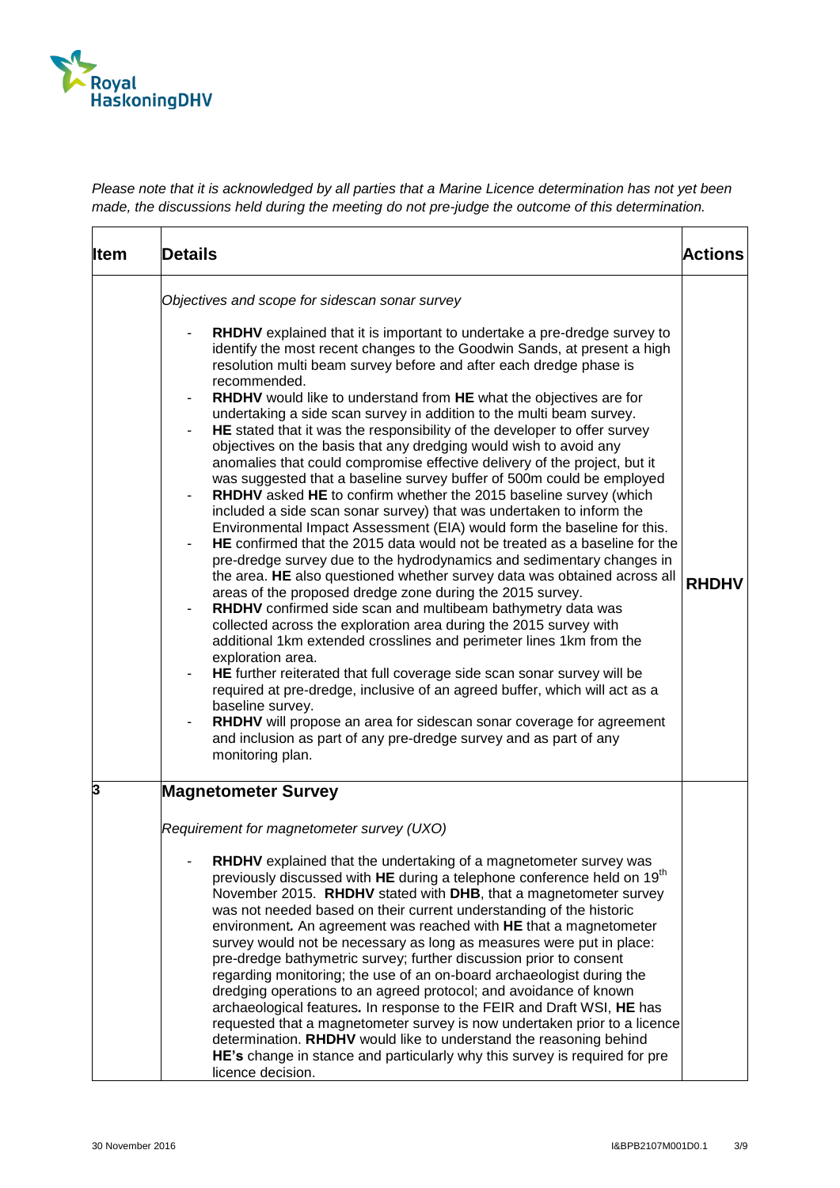*Please note that it is acknowledged by all parties that a Marine Licence determination has not yet been made, the discussions held during the meeting do not pre-judge the outcome of this determination.*

| Item | Details | Actions |
|---|---|---|
| | *Objectives and scope for sidescan sonar survey*<br><br>- **RHDHV** explained that it is important to undertake a pre-dredge survey to identify the most recent changes to the Goodwin Sands, at present a high resolution multi beam survey before and after each dredge phase is recommended.<br>- **RHDHV** would like to understand from **HE** what the objectives are for undertaking a side scan survey in addition to the multi beam survey.<br>- **HE** stated that it was the responsibility of the developer to offer survey objectives on the basis that any dredging would wish to avoid any anomalies that could compromise effective delivery of the project, but it was suggested that a baseline survey buffer of 500m could be employed<br>- **RHDHV** asked **HE** to confirm whether the 2015 baseline survey (which included a side scan sonar survey) that was undertaken to inform the Environmental Impact Assessment (EIA) would form the baseline for this.<br>- **HE** confirmed that the 2015 data would not be treated as a baseline for the pre-dredge survey due to the hydrodynamics and sedimentary changes in the area. **HE** also questioned whether survey data was obtained across all areas of the proposed dredge zone during the 2015 survey.<br>- **RHDHV** confirmed side scan and multibeam bathymetry data was collected across the exploration area during the 2015 survey with additional 1km extended crosslines and perimeter lines 1km from the exploration area.<br>- **HE** further reiterated that full coverage side scan sonar survey will be required at pre-dredge, inclusive of an agreed buffer, which will act as a baseline survey.<br>- **RHDHV** will propose an area for sidescan sonar coverage for agreement and inclusion as part of any pre-dredge survey and as part of any monitoring plan. | **RHDHV** |
| **3** | **Magnetometer Survey**<br><br>*Requirement for magnetometer survey (UXO)*<br><br>- **RHDHV** explained that the undertaking of a magnetometer survey was previously discussed with **HE** during a telephone conference held on 19th November 2015. **RHDHV** stated with **DHB**, that a magnetometer survey was not needed based on their current understanding of the historic environment**.** An agreement was reached with **HE** that a magnetometer survey would not be necessary as long as measures were put in place: pre-dredge bathymetric survey; further discussion prior to consent regarding monitoring; the use of an on-board archaeologist during the dredging operations to an agreed protocol; and avoidance of known archaeological features**.** In response to the FEIR and Draft WSI, **HE** has requested that a magnetometer survey is now undertaken prior to a licence determination. **RHDHV** would like to understand the reasoning behind **HE's** change in stance and particularly why this survey is required for pre licence decision. | |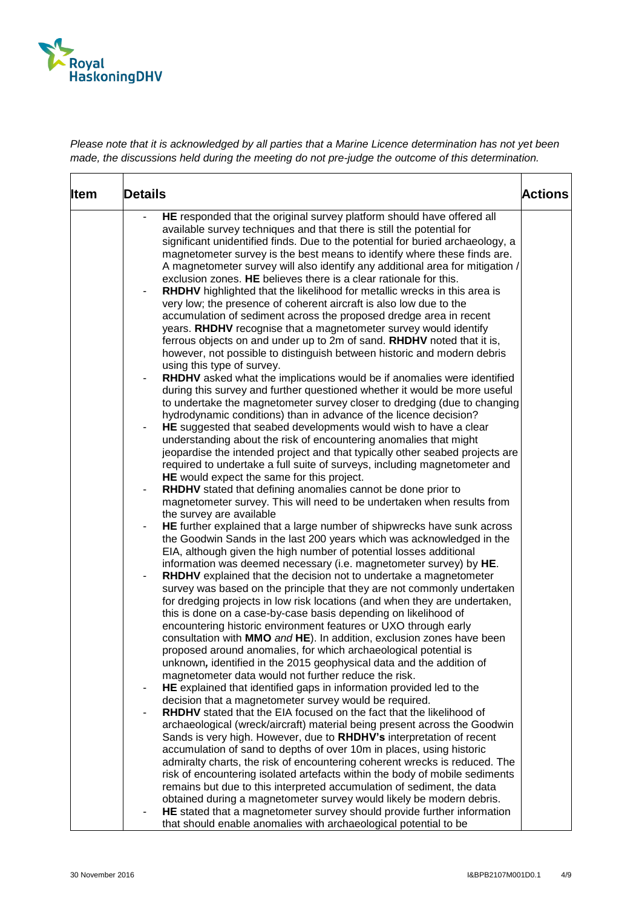*Please note that it is acknowledged by all parties that a Marine Licence determination has not yet been made, the discussions held during the meeting do not pre-judge the outcome of this determination.*

| Item | Details | Actions |
|---|---|---|
| | - **HE** responded that the original survey platform should have offered all available survey techniques and that there is still the potential for significant unidentified finds. Due to the potential for buried archaeology, a magnetometer survey is the best means to identify where these finds are. A magnetometer survey will also identify any additional area for mitigation / exclusion zones. **HE** believes there is a clear rationale for this.<br>- **RHDHV** highlighted that the likelihood for metallic wrecks in this area is very low; the presence of coherent aircraft is also low due to the accumulation of sediment across the proposed dredge area in recent years. **RHDHV** recognise that a magnetometer survey would identify ferrous objects on and under up to 2m of sand. **RHDHV** noted that it is, however, not possible to distinguish between historic and modern debris using this type of survey.<br>- **RHDHV** asked what the implications would be if anomalies were identified during this survey and further questioned whether it would be more useful to undertake the magnetometer survey closer to dredging (due to changing hydrodynamic conditions) than in advance of the licence decision?<br>- **HE** suggested that seabed developments would wish to have a clear understanding about the risk of encountering anomalies that might jeopardise the intended project and that typically other seabed projects are required to undertake a full suite of surveys, including magnetometer and **HE** would expect the same for this project.<br>- **RHDHV** stated that defining anomalies cannot be done prior to magnetometer survey. This will need to be undertaken when results from the survey are available<br>- **HE** further explained that a large number of shipwrecks have sunk across the Goodwin Sands in the last 200 years which was acknowledged in the EIA, although given the high number of potential losses additional information was deemed necessary (i.e. magnetometer survey) by **HE**.<br>- **RHDHV** explained that the decision not to undertake a magnetometer survey was based on the principle that they are not commonly undertaken for dredging projects in low risk locations (and when they are undertaken, this is done on a case-by-case basis depending on likelihood of encountering historic environment features or UXO through early consultation with **MMO** *and* **HE**). In addition, exclusion zones have been proposed around anomalies, for which archaeological potential is unknown**,** identified in the 2015 geophysical data and the addition of magnetometer data would not further reduce the risk.<br>- **HE** explained that identified gaps in information provided led to the decision that a magnetometer survey would be required.<br>- **RHDHV** stated that the EIA focused on the fact that the likelihood of archaeological (wreck/aircraft) material being present across the Goodwin Sands is very high. However, due to **RHDHV's** interpretation of recent accumulation of sand to depths of over 10m in places, using historic admiralty charts, the risk of encountering coherent wrecks is reduced. The risk of encountering isolated artefacts within the body of mobile sediments remains but due to this interpreted accumulation of sediment, the data obtained during a magnetometer survey would likely be modern debris.<br>- **HE** stated that a magnetometer survey should provide further information that should enable anomalies with archaeological potential to be | |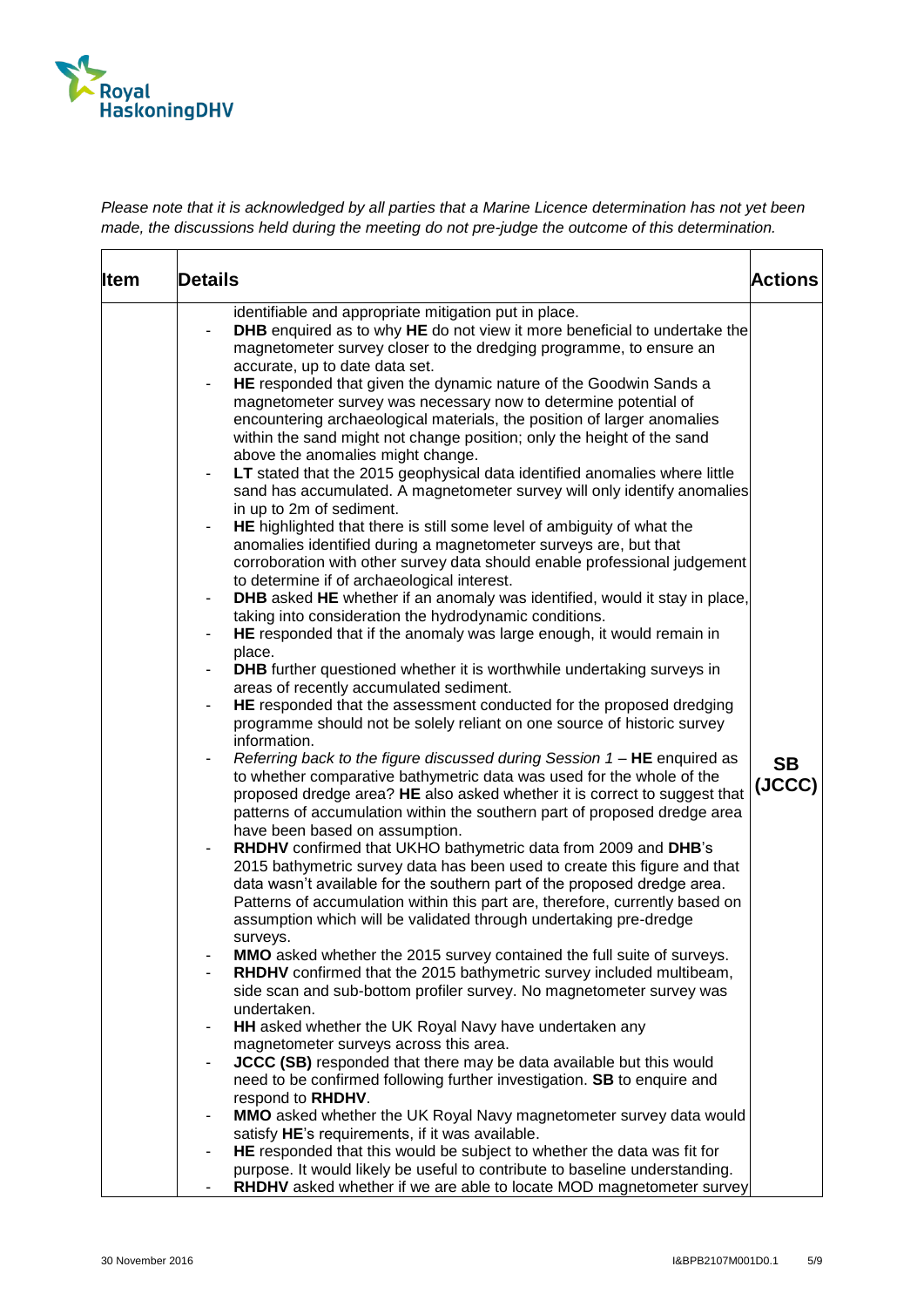*Please note that it is acknowledged by all parties that a Marine Licence determination has not yet been made, the discussions held during the meeting do not pre-judge the outcome of this determination.*

| Item | Details | Actions |
|---|---|---|
| | identifiable and appropriate mitigation put in place.<br>- **DHB** enquired as to why **HE** do not view it more beneficial to undertake the magnetometer survey closer to the dredging programme, to ensure an accurate, up to date data set.<br>- **HE** responded that given the dynamic nature of the Goodwin Sands a magnetometer survey was necessary now to determine potential of encountering archaeological materials, the position of larger anomalies within the sand might not change position; only the height of the sand above the anomalies might change.<br>- **LT** stated that the 2015 geophysical data identified anomalies where little sand has accumulated. A magnetometer survey will only identify anomalies in up to 2m of sediment.<br>- **HE** highlighted that there is still some level of ambiguity of what the anomalies identified during a magnetometer surveys are, but that corroboration with other survey data should enable professional judgement to determine if of archaeological interest.<br>- **DHB** asked **HE** whether if an anomaly was identified, would it stay in place, taking into consideration the hydrodynamic conditions.<br>- **HE** responded that if the anomaly was large enough, it would remain in place.<br>- **DHB** further questioned whether it is worthwhile undertaking surveys in areas of recently accumulated sediment.<br>- **HE** responded that the assessment conducted for the proposed dredging programme should not be solely reliant on one source of historic survey information.<br>- *Referring back to the figure discussed during Session 1* – **HE** enquired as to whether comparative bathymetric data was used for the whole of the proposed dredge area? **HE** also asked whether it is correct to suggest that patterns of accumulation within the southern part of proposed dredge area have been based on assumption.<br>- **RHDHV** confirmed that UKHO bathymetric data from 2009 and **DHB**'s 2015 bathymetric survey data has been used to create this figure and that data wasn't available for the southern part of the proposed dredge area. Patterns of accumulation within this part are, therefore, currently based on assumption which will be validated through undertaking pre-dredge surveys.<br>- **MMO** asked whether the 2015 survey contained the full suite of surveys.<br>- **RHDHV** confirmed that the 2015 bathymetric survey included multibeam, side scan and sub-bottom profiler survey. No magnetometer survey was undertaken.<br>- **HH** asked whether the UK Royal Navy have undertaken any magnetometer surveys across this area.<br>- **JCCC (SB)** responded that there may be data available but this would need to be confirmed following further investigation. **SB** to enquire and respond to **RHDHV**.<br>- **MMO** asked whether the UK Royal Navy magnetometer survey data would satisfy **HE**'s requirements, if it was available.<br>- **HE** responded that this would be subject to whether the data was fit for purpose. It would likely be useful to contribute to baseline understanding.<br>- **RHDHV** asked whether if we are able to locate MOD magnetometer survey | **SB (JCCC)** |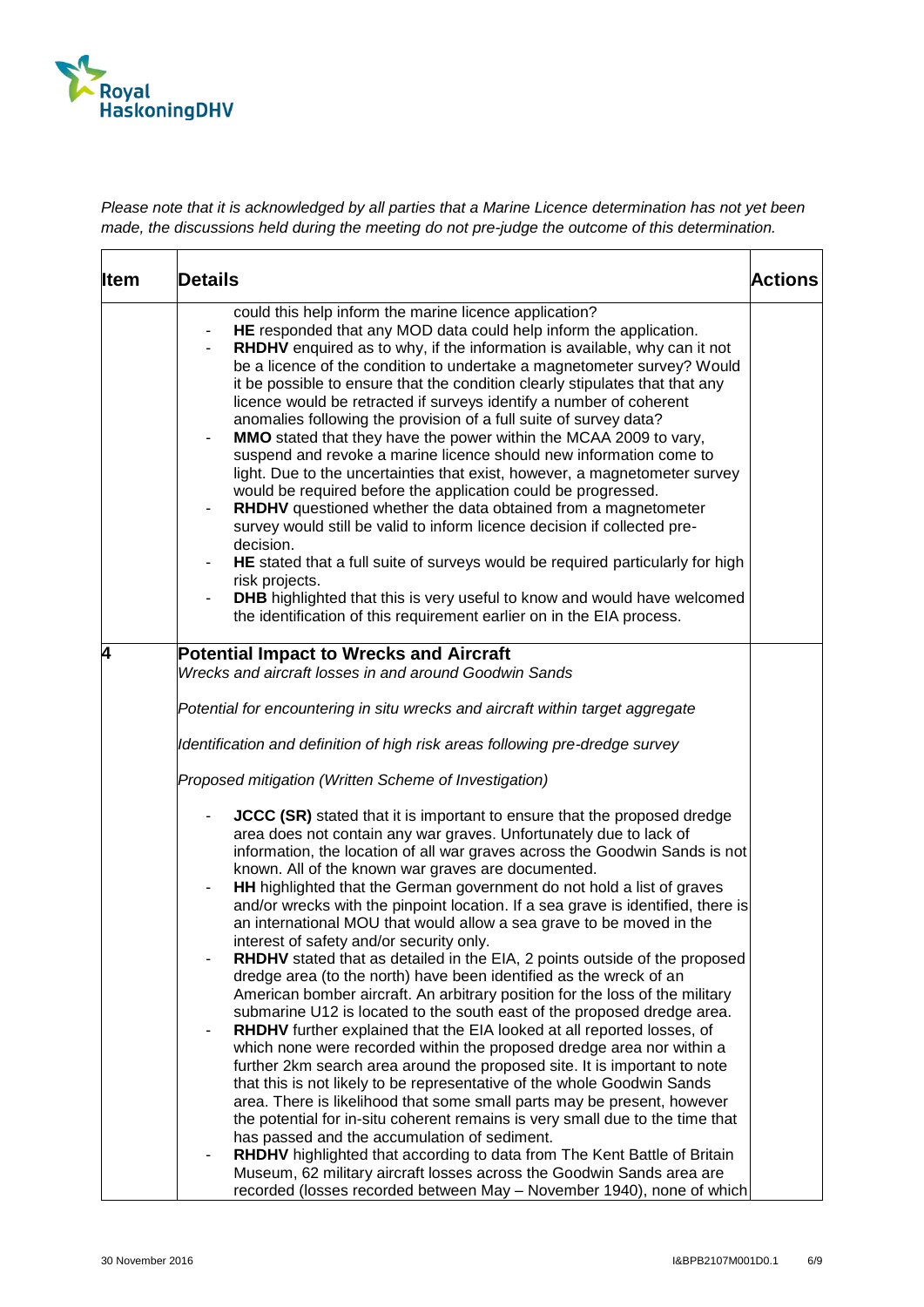*Please note that it is acknowledged by all parties that a Marine Licence determination has not yet been made, the discussions held during the meeting do not pre-judge the outcome of this determination.*

| Item | Details | Actions |
|---|---|---|
| | could this help inform the marine licence application?<br>- **HE** responded that any MOD data could help inform the application.<br>- **RHDHV** enquired as to why, if the information is available, why can it not be a licence of the condition to undertake a magnetometer survey? Would it be possible to ensure that the condition clearly stipulates that that any licence would be retracted if surveys identify a number of coherent anomalies following the provision of a full suite of survey data?<br>- **MMO** stated that they have the power within the MCAA 2009 to vary, suspend and revoke a marine licence should new information come to light. Due to the uncertainties that exist, however, a magnetometer survey would be required before the application could be progressed.<br>- **RHDHV** questioned whether the data obtained from a magnetometer survey would still be valid to inform licence decision if collected pre-decision.<br>- **HE** stated that a full suite of surveys would be required particularly for high risk projects.<br>- **DHB** highlighted that this is very useful to know and would have welcomed the identification of this requirement earlier on in the EIA process. | |
| **4** | **Potential Impact to Wrecks and Aircraft**<br>*Wrecks and aircraft losses in and around Goodwin Sands*<br><br>*Potential for encountering in situ wrecks and aircraft within target aggregate*<br><br>*Identification and definition of high risk areas following pre-dredge survey*<br><br>*Proposed mitigation (Written Scheme of Investigation)*<br><br>- **JCCC (SR)** stated that it is important to ensure that the proposed dredge area does not contain any war graves. Unfortunately due to lack of information, the location of all war graves across the Goodwin Sands is not known. All of the known war graves are documented.<br>- **HH** highlighted that the German government do not hold a list of graves and/or wrecks with the pinpoint location. If a sea grave is identified, there is an international MOU that would allow a sea grave to be moved in the interest of safety and/or security only.<br>- **RHDHV** stated that as detailed in the EIA, 2 points outside of the proposed dredge area (to the north) have been identified as the wreck of an American bomber aircraft. An arbitrary position for the loss of the military submarine U12 is located to the south east of the proposed dredge area.<br>- **RHDHV** further explained that the EIA looked at all reported losses, of which none were recorded within the proposed dredge area nor within a further 2km search area around the proposed site. It is important to note that this is not likely to be representative of the whole Goodwin Sands area. There is likelihood that some small parts may be present, however the potential for in-situ coherent remains is very small due to the time that has passed and the accumulation of sediment.<br>- **RHDHV** highlighted that according to data from The Kent Battle of Britain Museum, 62 military aircraft losses across the Goodwin Sands area are recorded (losses recorded between May – November 1940), none of which | |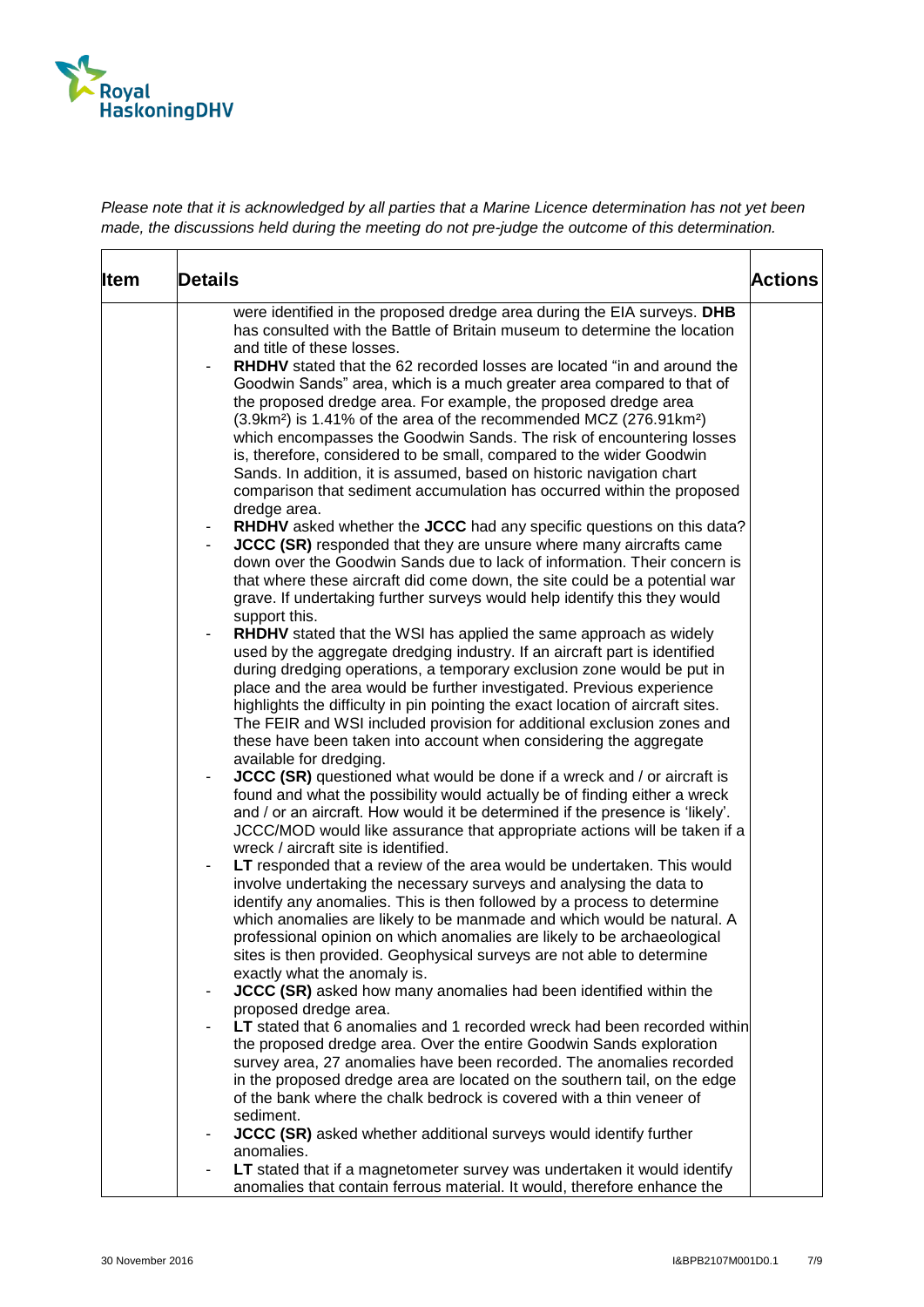*Please note that it is acknowledged by all parties that a Marine Licence determination has not yet been made, the discussions held during the meeting do not pre-judge the outcome of this determination.*

| Item | Details | Actions |
|---|---|---|
| | were identified in the proposed dredge area during the EIA surveys. **DHB** has consulted with the Battle of Britain museum to determine the location and title of these losses.<br>- **RHDHV** stated that the 62 recorded losses are located "in and around the Goodwin Sands" area, which is a much greater area compared to that of the proposed dredge area. For example, the proposed dredge area ($3.9km^2$) is 1.41% of the area of the recommended MCZ ($276.91km^2$) which encompasses the Goodwin Sands. The risk of encountering losses is, therefore, considered to be small, compared to the wider Goodwin Sands. In addition, it is assumed, based on historic navigation chart comparison that sediment accumulation has occurred within the proposed dredge area.<br>- **RHDHV** asked whether the **JCCC** had any specific questions on this data?<br>- **JCCC (SR)** responded that they are unsure where many aircrafts came down over the Goodwin Sands due to lack of information. Their concern is that where these aircraft did come down, the site could be a potential war grave. If undertaking further surveys would help identify this they would support this.<br>- **RHDHV** stated that the WSI has applied the same approach as widely used by the aggregate dredging industry. If an aircraft part is identified during dredging operations, a temporary exclusion zone would be put in place and the area would be further investigated. Previous experience highlights the difficulty in pin pointing the exact location of aircraft sites. The FEIR and WSI included provision for additional exclusion zones and these have been taken into account when considering the aggregate available for dredging.<br>- **JCCC (SR)** questioned what would be done if a wreck and / or aircraft is found and what the possibility would actually be of finding either a wreck and / or an aircraft. How would it be determined if the presence is 'likely'. JCCC/MOD would like assurance that appropriate actions will be taken if a wreck / aircraft site is identified.<br>- **LT** responded that a review of the area would be undertaken. This would involve undertaking the necessary surveys and analysing the data to identify any anomalies. This is then followed by a process to determine which anomalies are likely to be manmade and which would be natural. A professional opinion on which anomalies are likely to be archaeological sites is then provided. Geophysical surveys are not able to determine exactly what the anomaly is.<br>- **JCCC (SR)** asked how many anomalies had been identified within the proposed dredge area.<br>- **LT** stated that 6 anomalies and 1 recorded wreck had been recorded within the proposed dredge area. Over the entire Goodwin Sands exploration survey area, 27 anomalies have been recorded. The anomalies recorded in the proposed dredge area are located on the southern tail, on the edge of the bank where the chalk bedrock is covered with a thin veneer of sediment.<br>- **JCCC (SR)** asked whether additional surveys would identify further anomalies.<br>- **LT** stated that if a magnetometer survey was undertaken it would identify anomalies that contain ferrous material. It would, therefore enhance the | |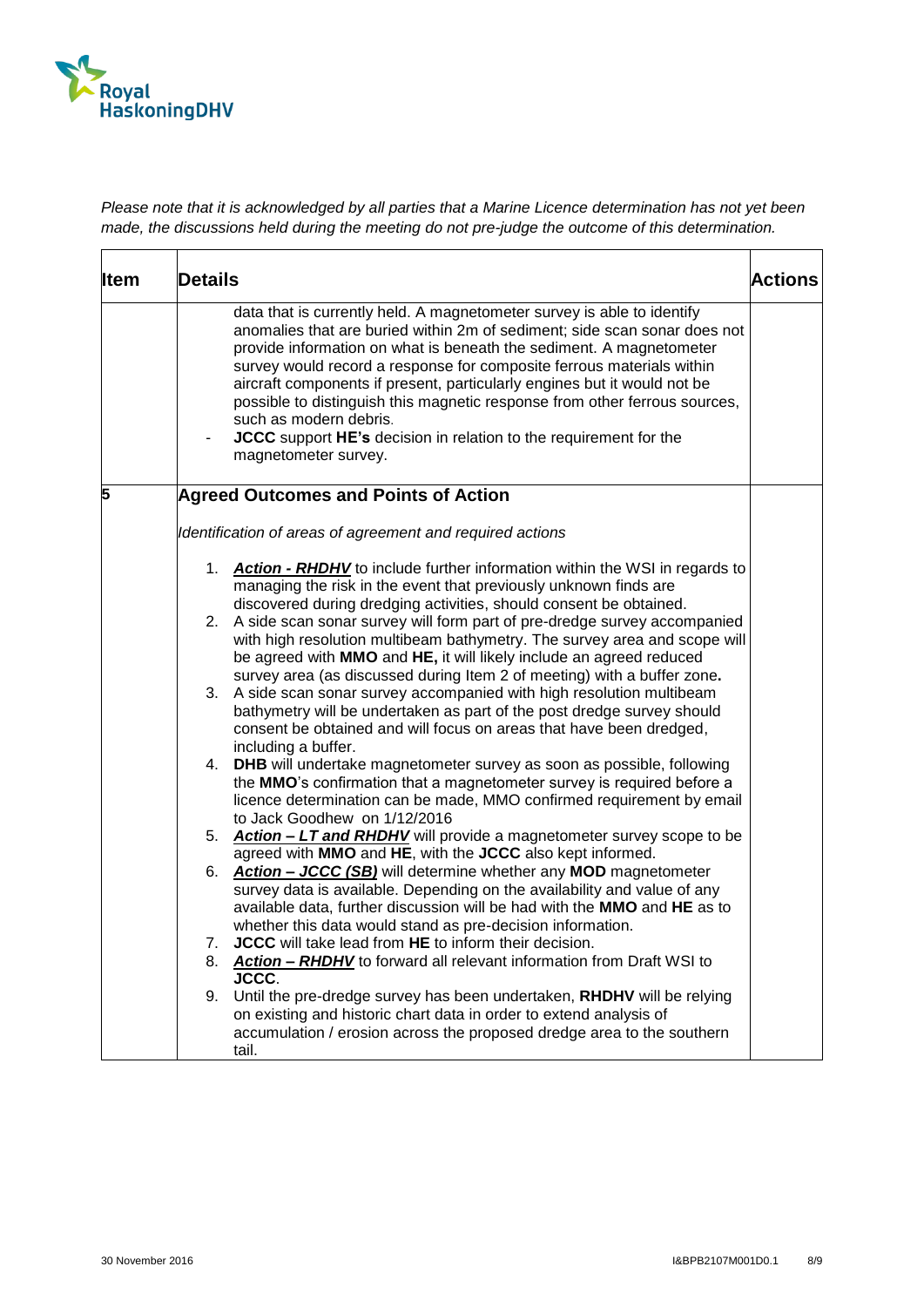*Please note that it is acknowledged by all parties that a Marine Licence determination has not yet been made, the discussions held during the meeting do not pre-judge the outcome of this determination.*

| Item | Details | Actions |
|---|---|---|
| | data that is currently held. A magnetometer survey is able to identify anomalies that are buried within 2m of sediment; side scan sonar does not provide information on what is beneath the sediment. A magnetometer survey would record a response for composite ferrous materials within aircraft components if present, particularly engines but it would not be possible to distinguish this magnetic response from other ferrous sources, such as modern debris.<br>- **JCCC** support **HE's** decision in relation to the requirement for the magnetometer survey. | |
| **5** | **Agreed Outcomes and Points of Action**<br><br>*Identification of areas of agreement and required actions*<br><br>1. ***Action - RHDHV*** to include further information within the WSI in regards to managing the risk in the event that previously unknown finds are discovered during dredging activities, should consent be obtained.<br>2. A side scan sonar survey will form part of pre-dredge survey accompanied with high resolution multibeam bathymetry. The survey area and scope will be agreed with **MMO** and **HE,** it will likely include an agreed reduced survey area (as discussed during Item 2 of meeting) with a buffer zone**.**<br>3. A side scan sonar survey accompanied with high resolution multibeam bathymetry will be undertaken as part of the post dredge survey should consent be obtained and will focus on areas that have been dredged, including a buffer.<br>4. **DHB** will undertake magnetometer survey as soon as possible, following the **MMO**'s confirmation that a magnetometer survey is required before a licence determination can be made, MMO confirmed requirement by email to Jack Goodhew on 1/12/2016<br>5. ***Action – LT and RHDHV*** will provide a magnetometer survey scope to be agreed with **MMO** and **HE**, with the **JCCC** also kept informed.<br>6. ***Action – JCCC (SB)*** will determine whether any **MOD** magnetometer survey data is available. Depending on the availability and value of any available data, further discussion will be had with the **MMO** and **HE** as to whether this data would stand as pre-decision information.<br>7. **JCCC** will take lead from **HE** to inform their decision.<br>8. ***Action – RHDHV*** to forward all relevant information from Draft WSI to **JCCC**.<br>9. Until the pre-dredge survey has been undertaken, **RHDHV** will be relying on existing and historic chart data in order to extend analysis of accumulation / erosion across the proposed dredge area to the southern tail. | |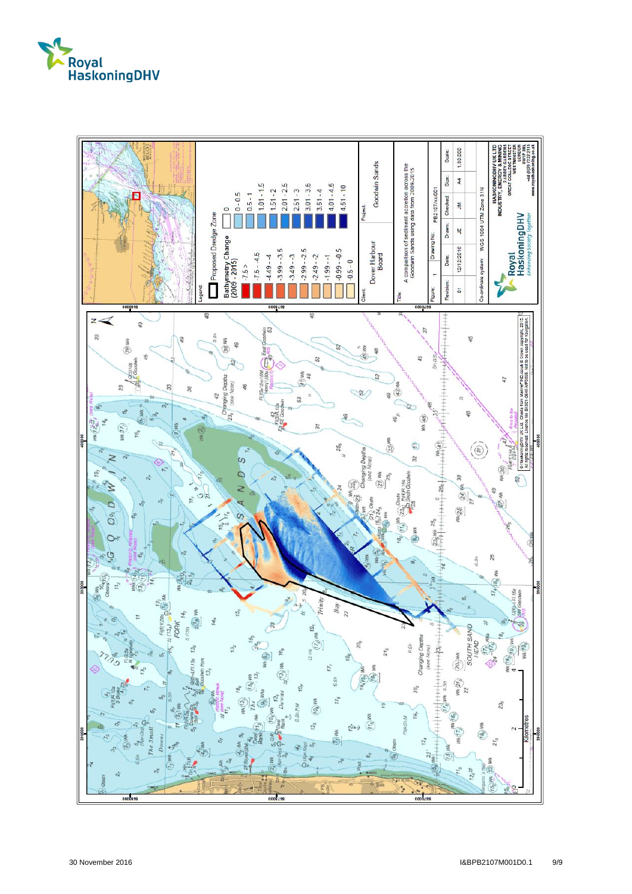Legend:

Proposed Dredge Zone

Bathymetry Change (2009 - 2015)

-7.5 >
-7.5 - -4.5
-4.49 - -4
-3.99 - -3.5
-3.49 - -3
-2.99 - -2.5
-2.49 - -2
-1.99 - -1
-0.99 - -0.5
-0.5 - 0
0
0 - 0.5
0.5 - 1
1.01 - 1.5
1.51 - 2
2.01 - 2.5
2.51 - 3
3.01 - 3.5
3.51 - 4
4.01 - 4.5
4.51 - 10

Client: Dover Harbour Board

Project: Goodwin Sands

Title: A comparison of sediment accretion across the Goodwin Sands using data from 2009-2015

| Figure: | 1 | Drawing No: | PB2107/u001 | | |
|---|---|---|---|---|---|
| Revision: | Date: | Drawn: | Checked: | Size: | Scale: |
| 01 | 12/12/2016 | JE | JM | A4 | 1:80,000 |

Co-ordinate system: WGS 1984 UTM Zone 31N

HASKONINGDHV UK LTD
INDUSTRY, ENERGY & MINING
2 ABBEY GARDENS
GREAT COLLEGE STREET
WESTMINSTER
LONDON
SW1P 3NL
+44 (0)20 7222 2115
www.royalhaskoningdhv.com

Royal HaskoningDHV
Enhancing Society Together

© HaskoningDHV UK Ltd. Charts from MarineFIND.co.uk © Crown copyright, 2015. All rights reserved. Licence No. EK001-0646-MF0065. Not to be used for navigation.

Kilometres
0 2 4